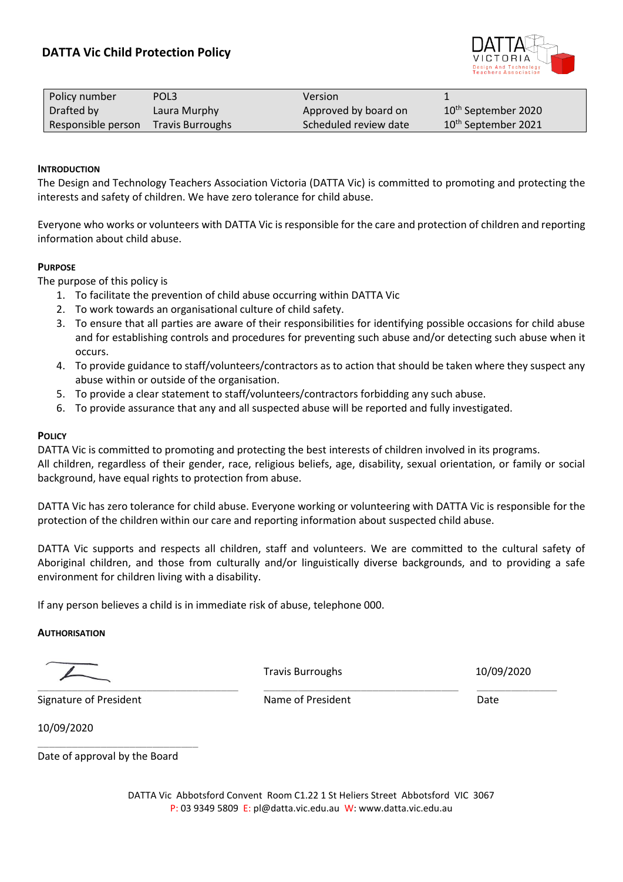# DATTA Vic Child Protection Policy

| Policy number | POL3 | Version | 1 |
|---|---|---|---|
| Drafted by | Laura Murphy | Approved by board on | 10th September 2020 |
| Responsible person | Travis Burroughs | Scheduled review date | 10th September 2021 |

**INTRODUCTION**

The Design and Technology Teachers Association Victoria (DATTA Vic) is committed to promoting and protecting the interests and safety of children. We have zero tolerance for child abuse.

Everyone who works or volunteers with DATTA Vic is responsible for the care and protection of children and reporting information about child abuse.

**PURPOSE**

The purpose of this policy is

1. To facilitate the prevention of child abuse occurring within DATTA Vic
2. To work towards an organisational culture of child safety.
3. To ensure that all parties are aware of their responsibilities for identifying possible occasions for child abuse and for establishing controls and procedures for preventing such abuse and/or detecting such abuse when it occurs.
4. To provide guidance to staff/volunteers/contractors as to action that should be taken where they suspect any abuse within or outside of the organisation.
5. To provide a clear statement to staff/volunteers/contractors forbidding any such abuse.
6. To provide assurance that any and all suspected abuse will be reported and fully investigated.

**POLICY**

DATTA Vic is committed to promoting and protecting the best interests of children involved in its programs. All children, regardless of their gender, race, religious beliefs, age, disability, sexual orientation, or family or social background, have equal rights to protection from abuse.

DATTA Vic has zero tolerance for child abuse. Everyone working or volunteering with DATTA Vic is responsible for the protection of the children within our care and reporting information about suspected child abuse.

DATTA Vic supports and respects all children, staff and volunteers. We are committed to the cultural safety of Aboriginal children, and those from culturally and/or linguistically diverse backgrounds, and to providing a safe environment for children living with a disability.

If any person believes a child is in immediate risk of abuse, telephone 000.

**AUTHORISATION**

| [Signature] | Travis Burroughs | 10/09/2020 |
|---|---|---|
| Signature of President | Name of President | Date |

10/09/2020

Date of approval by the Board

DATTA Vic Abbotsford Convent Room C1.22 1 St Heliers Street Abbotsford VIC 3067
P: 03 9349 5809 E: pl@datta.vic.edu.au W: www.datta.vic.edu.au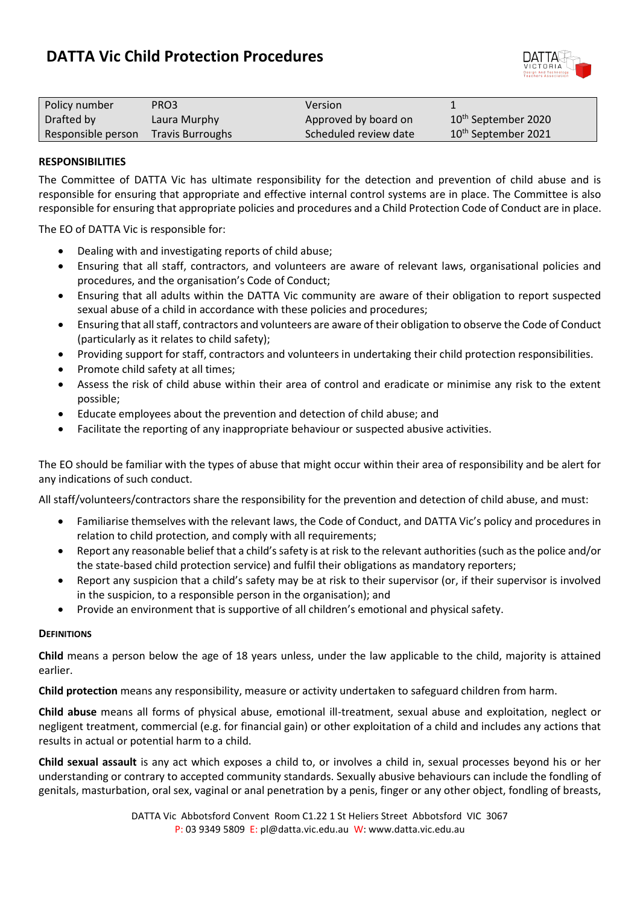# DATTA Vic Child Protection Procedures

| Policy number | PRO3 | Version | 1 |
|---|---|---|---|
| Drafted by | Laura Murphy | Approved by board on | 10th September 2020 |
| Responsible person | Travis Burroughs | Scheduled review date | 10th September 2021 |

**RESPONSIBILITIES**

The Committee of DATTA Vic has ultimate responsibility for the detection and prevention of child abuse and is responsible for ensuring that appropriate and effective internal control systems are in place. The Committee is also responsible for ensuring that appropriate policies and procedures and a Child Protection Code of Conduct are in place.

The EO of DATTA Vic is responsible for:

- Dealing with and investigating reports of child abuse;
- Ensuring that all staff, contractors, and volunteers are aware of relevant laws, organisational policies and procedures, and the organisation's Code of Conduct;
- Ensuring that all adults within the DATTA Vic community are aware of their obligation to report suspected sexual abuse of a child in accordance with these policies and procedures;
- Ensuring that all staff, contractors and volunteers are aware of their obligation to observe the Code of Conduct (particularly as it relates to child safety);
- Providing support for staff, contractors and volunteers in undertaking their child protection responsibilities.
- Promote child safety at all times;
- Assess the risk of child abuse within their area of control and eradicate or minimise any risk to the extent possible;
- Educate employees about the prevention and detection of child abuse; and
- Facilitate the reporting of any inappropriate behaviour or suspected abusive activities.

The EO should be familiar with the types of abuse that might occur within their area of responsibility and be alert for any indications of such conduct.

All staff/volunteers/contractors share the responsibility for the prevention and detection of child abuse, and must:

- Familiarise themselves with the relevant laws, the Code of Conduct, and DATTA Vic's policy and procedures in relation to child protection, and comply with all requirements;
- Report any reasonable belief that a child's safety is at risk to the relevant authorities (such as the police and/or the state-based child protection service) and fulfil their obligations as mandatory reporters;
- Report any suspicion that a child's safety may be at risk to their supervisor (or, if their supervisor is involved in the suspicion, to a responsible person in the organisation); and
- Provide an environment that is supportive of all children's emotional and physical safety.

**DEFINITIONS**

**Child** means a person below the age of 18 years unless, under the law applicable to the child, majority is attained earlier.

**Child protection** means any responsibility, measure or activity undertaken to safeguard children from harm.

**Child abuse** means all forms of physical abuse, emotional ill-treatment, sexual abuse and exploitation, neglect or negligent treatment, commercial (e.g. for financial gain) or other exploitation of a child and includes any actions that results in actual or potential harm to a child.

**Child sexual assault** is any act which exposes a child to, or involves a child in, sexual processes beyond his or her understanding or contrary to accepted community standards. Sexually abusive behaviours can include the fondling of genitals, masturbation, oral sex, vaginal or anal penetration by a penis, finger or any other object, fondling of breasts,

DATTA Vic Abbotsford Convent Room C1.22 1 St Heliers Street Abbotsford VIC 3067
P: 03 9349 5809 E: pl@datta.vic.edu.au W: www.datta.vic.edu.au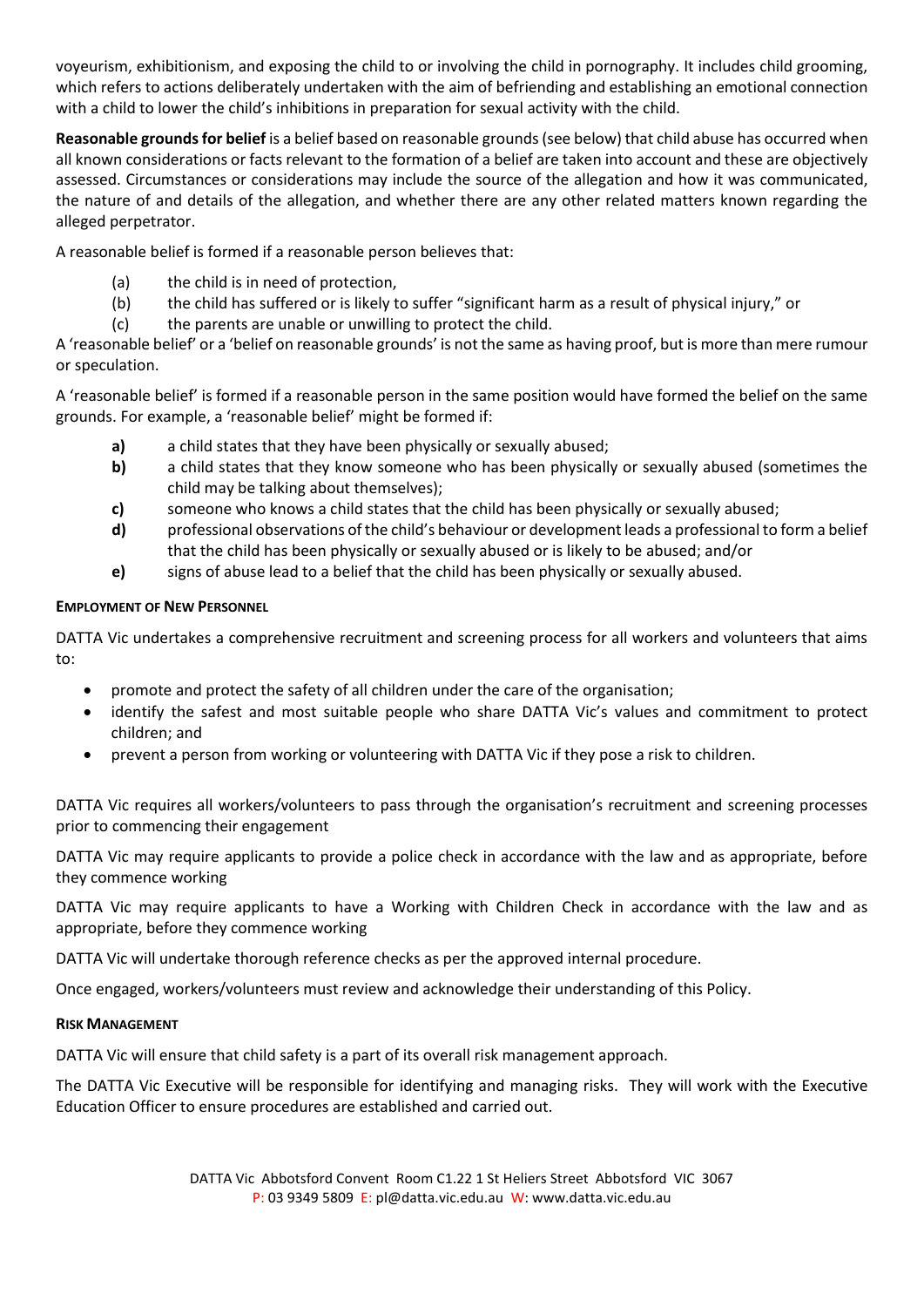voyeurism, exhibitionism, and exposing the child to or involving the child in pornography. It includes child grooming, which refers to actions deliberately undertaken with the aim of befriending and establishing an emotional connection with a child to lower the child's inhibitions in preparation for sexual activity with the child.

**Reasonable grounds for belief** is a belief based on reasonable grounds (see below) that child abuse has occurred when all known considerations or facts relevant to the formation of a belief are taken into account and these are objectively assessed. Circumstances or considerations may include the source of the allegation and how it was communicated, the nature of and details of the allegation, and whether there are any other related matters known regarding the alleged perpetrator.

A reasonable belief is formed if a reasonable person believes that:

(a) the child is in need of protection,
(b) the child has suffered or is likely to suffer "significant harm as a result of physical injury," or
(c) the parents are unable or unwilling to protect the child.

A 'reasonable belief' or a 'belief on reasonable grounds' is not the same as having proof, but is more than mere rumour or speculation.

A 'reasonable belief' is formed if a reasonable person in the same position would have formed the belief on the same grounds. For example, a 'reasonable belief' might be formed if:

**a)** a child states that they have been physically or sexually abused;
**b)** a child states that they know someone who has been physically or sexually abused (sometimes the child may be talking about themselves);
**c)** someone who knows a child states that the child has been physically or sexually abused;
**d)** professional observations of the child's behaviour or development leads a professional to form a belief that the child has been physically or sexually abused or is likely to be abused; and/or
**e)** signs of abuse lead to a belief that the child has been physically or sexually abused.

### EMPLOYMENT OF NEW PERSONNEL

DATTA Vic undertakes a comprehensive recruitment and screening process for all workers and volunteers that aims to:

- promote and protect the safety of all children under the care of the organisation;
- identify the safest and most suitable people who share DATTA Vic's values and commitment to protect children; and
- prevent a person from working or volunteering with DATTA Vic if they pose a risk to children.

DATTA Vic requires all workers/volunteers to pass through the organisation's recruitment and screening processes prior to commencing their engagement

DATTA Vic may require applicants to provide a police check in accordance with the law and as appropriate, before they commence working

DATTA Vic may require applicants to have a Working with Children Check in accordance with the law and as appropriate, before they commence working

DATTA Vic will undertake thorough reference checks as per the approved internal procedure.

Once engaged, workers/volunteers must review and acknowledge their understanding of this Policy.

### RISK MANAGEMENT

DATTA Vic will ensure that child safety is a part of its overall risk management approach.

The DATTA Vic Executive will be responsible for identifying and managing risks. They will work with the Executive Education Officer to ensure procedures are established and carried out.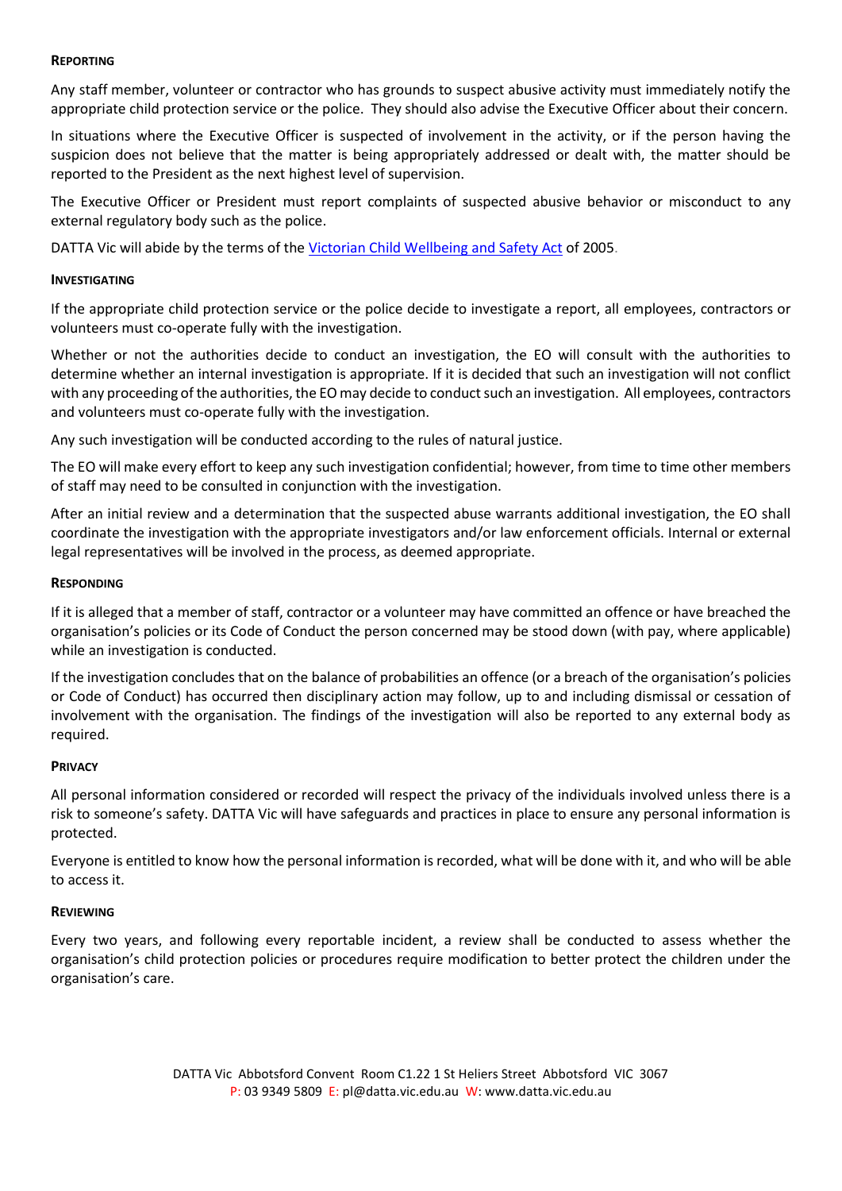**REPORTING**

Any staff member, volunteer or contractor who has grounds to suspect abusive activity must immediately notify the appropriate child protection service or the police. They should also advise the Executive Officer about their concern.

In situations where the Executive Officer is suspected of involvement in the activity, or if the person having the suspicion does not believe that the matter is being appropriately addressed or dealt with, the matter should be reported to the President as the next highest level of supervision.

The Executive Officer or President must report complaints of suspected abusive behavior or misconduct to any external regulatory body such as the police.

DATTA Vic will abide by the terms of the [Victorian Child Wellbeing and Safety Act](#) of 2005.

**INVESTIGATING**

If the appropriate child protection service or the police decide to investigate a report, all employees, contractors or volunteers must co-operate fully with the investigation.

Whether or not the authorities decide to conduct an investigation, the EO will consult with the authorities to determine whether an internal investigation is appropriate. If it is decided that such an investigation will not conflict with any proceeding of the authorities, the EO may decide to conduct such an investigation. All employees, contractors and volunteers must co-operate fully with the investigation.

Any such investigation will be conducted according to the rules of natural justice.

The EO will make every effort to keep any such investigation confidential; however, from time to time other members of staff may need to be consulted in conjunction with the investigation.

After an initial review and a determination that the suspected abuse warrants additional investigation, the EO shall coordinate the investigation with the appropriate investigators and/or law enforcement officials. Internal or external legal representatives will be involved in the process, as deemed appropriate.

**RESPONDING**

If it is alleged that a member of staff, contractor or a volunteer may have committed an offence or have breached the organisation's policies or its Code of Conduct the person concerned may be stood down (with pay, where applicable) while an investigation is conducted.

If the investigation concludes that on the balance of probabilities an offence (or a breach of the organisation's policies or Code of Conduct) has occurred then disciplinary action may follow, up to and including dismissal or cessation of involvement with the organisation. The findings of the investigation will also be reported to any external body as required.

**PRIVACY**

All personal information considered or recorded will respect the privacy of the individuals involved unless there is a risk to someone's safety. DATTA Vic will have safeguards and practices in place to ensure any personal information is protected.

Everyone is entitled to know how the personal information is recorded, what will be done with it, and who will be able to access it.

**REVIEWING**

Every two years, and following every reportable incident, a review shall be conducted to assess whether the organisation's child protection policies or procedures require modification to better protect the children under the organisation's care.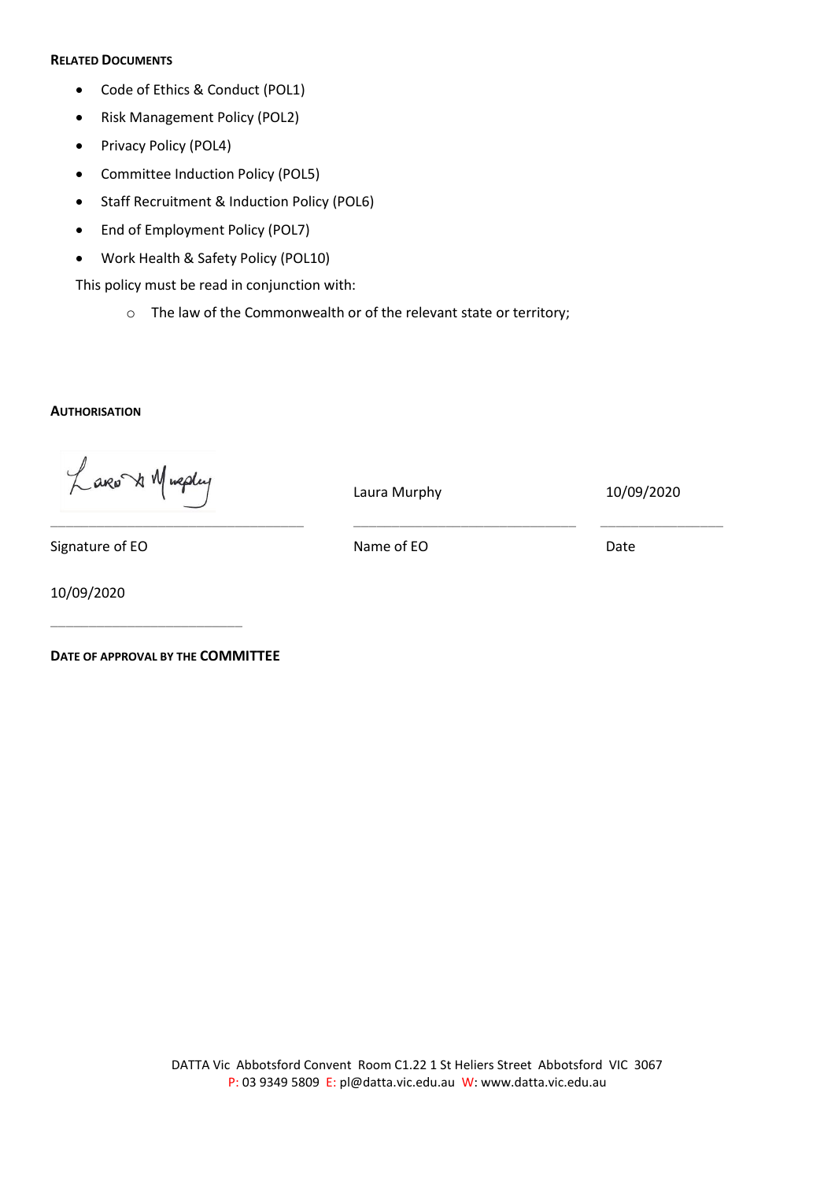**RELATED DOCUMENTS**

- Code of Ethics & Conduct (POL1)
- Risk Management Policy (POL2)
- Privacy Policy (POL4)
- Committee Induction Policy (POL5)
- Staff Recruitment & Induction Policy (POL6)
- End of Employment Policy (POL7)
- Work Health & Safety Policy (POL10)

This policy must be read in conjunction with:

- The law of the Commonwealth or of the relevant state or territory;

**AUTHORISATION**

| | | |
|---|---|---|
| | Laura Murphy | 10/09/2020 |
| Signature of EO | Name of EO | Date |

10/09/2020

**DATE OF APPROVAL BY THE COMMITTEE**

DATTA Vic Abbotsford Convent Room C1.22 1 St Heliers Street Abbotsford VIC 3067
P: 03 9349 5809 E: pl@datta.vic.edu.au W: www.datta.vic.edu.au